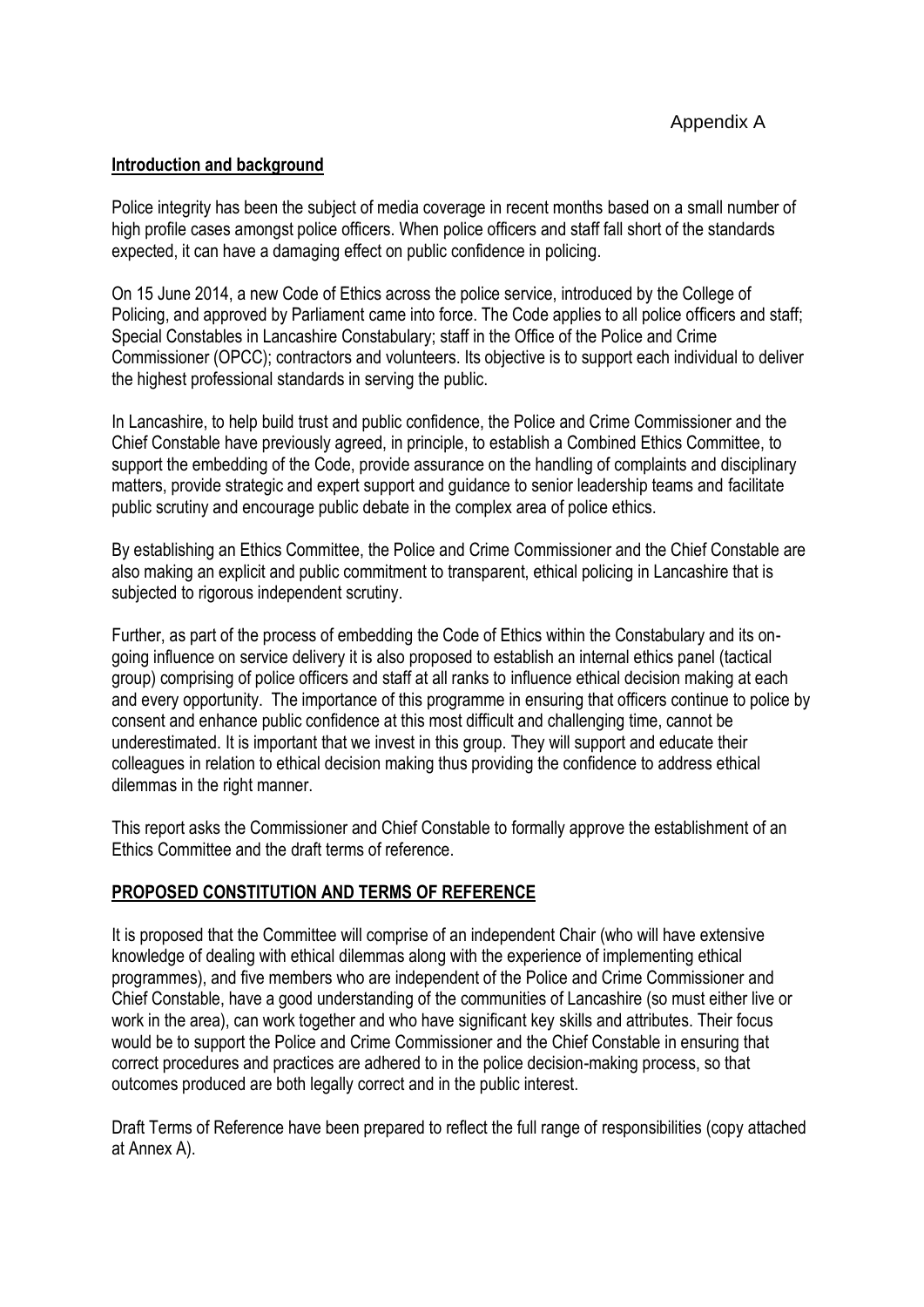Appendix A

**Introduction and background**

Police integrity has been the subject of media coverage in recent months based on a small number of high profile cases amongst police officers. When police officers and staff fall short of the standards expected, it can have a damaging effect on public confidence in policing.

On 15 June 2014, a new Code of Ethics across the police service, introduced by the College of Policing, and approved by Parliament came into force. The Code applies to all police officers and staff; Special Constables in Lancashire Constabulary; staff in the Office of the Police and Crime Commissioner (OPCC); contractors and volunteers. Its objective is to support each individual to deliver the highest professional standards in serving the public.

In Lancashire, to help build trust and public confidence, the Police and Crime Commissioner and the Chief Constable have previously agreed, in principle, to establish a Combined Ethics Committee, to support the embedding of the Code, provide assurance on the handling of complaints and disciplinary matters, provide strategic and expert support and guidance to senior leadership teams and facilitate public scrutiny and encourage public debate in the complex area of police ethics.

By establishing an Ethics Committee, the Police and Crime Commissioner and the Chief Constable are also making an explicit and public commitment to transparent, ethical policing in Lancashire that is subjected to rigorous independent scrutiny.

Further, as part of the process of embedding the Code of Ethics within the Constabulary and its on-going influence on service delivery it is also proposed to establish an internal ethics panel (tactical group) comprising of police officers and staff at all ranks to influence ethical decision making at each and every opportunity. The importance of this programme in ensuring that officers continue to police by consent and enhance public confidence at this most difficult and challenging time, cannot be underestimated. It is important that we invest in this group. They will support and educate their colleagues in relation to ethical decision making thus providing the confidence to address ethical dilemmas in the right manner.

This report asks the Commissioner and Chief Constable to formally approve the establishment of an Ethics Committee and the draft terms of reference.

**PROPOSED CONSTITUTION AND TERMS OF REFERENCE**

It is proposed that the Committee will comprise of an independent Chair (who will have extensive knowledge of dealing with ethical dilemmas along with the experience of implementing ethical programmes), and five members who are independent of the Police and Crime Commissioner and Chief Constable, have a good understanding of the communities of Lancashire (so must either live or work in the area), can work together and who have significant key skills and attributes. Their focus would be to support the Police and Crime Commissioner and the Chief Constable in ensuring that correct procedures and practices are adhered to in the police decision-making process, so that outcomes produced are both legally correct and in the public interest.

Draft Terms of Reference have been prepared to reflect the full range of responsibilities (copy attached at Annex A).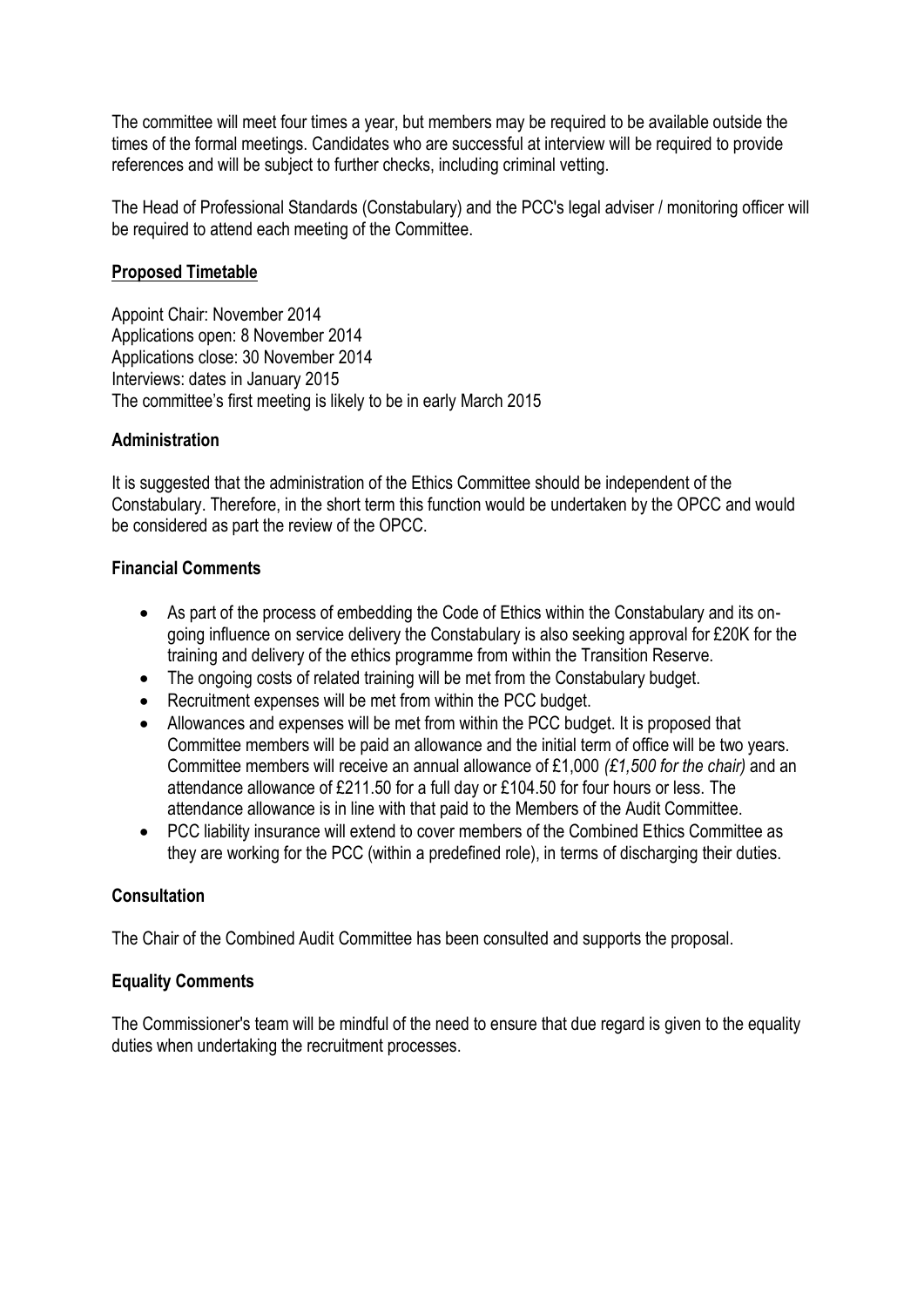The committee will meet four times a year, but members may be required to be available outside the times of the formal meetings. Candidates who are successful at interview will be required to provide references and will be subject to further checks, including criminal vetting.

The Head of Professional Standards (Constabulary) and the PCC's legal adviser / monitoring officer will be required to attend each meeting of the Committee.

## **Proposed Timetable**

Appoint Chair: November 2014
Applications open: 8 November 2014
Applications close: 30 November 2014
Interviews: dates in January 2015
The committee's first meeting is likely to be in early March 2015

## **Administration**

It is suggested that the administration of the Ethics Committee should be independent of the Constabulary. Therefore, in the short term this function would be undertaken by the OPCC and would be considered as part the review of the OPCC.

## **Financial Comments**

- As part of the process of embedding the Code of Ethics within the Constabulary and its on-going influence on service delivery the Constabulary is also seeking approval for £20K for the training and delivery of the ethics programme from within the Transition Reserve.
- The ongoing costs of related training will be met from the Constabulary budget.
- Recruitment expenses will be met from within the PCC budget.
- Allowances and expenses will be met from within the PCC budget. It is proposed that Committee members will be paid an allowance and the initial term of office will be two years. Committee members will receive an annual allowance of £1,000 *(£1,500 for the chair)* and an attendance allowance of £211.50 for a full day or £104.50 for four hours or less. The attendance allowance is in line with that paid to the Members of the Audit Committee.
- PCC liability insurance will extend to cover members of the Combined Ethics Committee as they are working for the PCC (within a predefined role), in terms of discharging their duties.

## **Consultation**

The Chair of the Combined Audit Committee has been consulted and supports the proposal.

## **Equality Comments**

The Commissioner's team will be mindful of the need to ensure that due regard is given to the equality duties when undertaking the recruitment processes.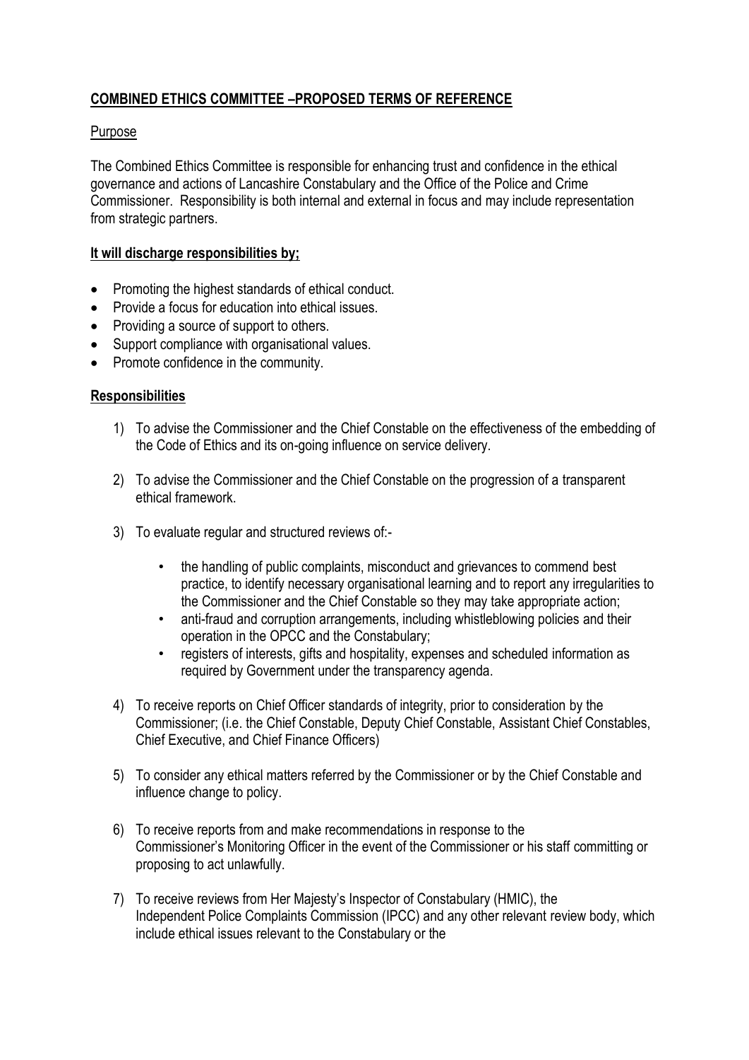## COMBINED ETHICS COMMITTEE –PROPOSED TERMS OF REFERENCE

### Purpose

The Combined Ethics Committee is responsible for enhancing trust and confidence in the ethical governance and actions of Lancashire Constabulary and the Office of the Police and Crime Commissioner. Responsibility is both internal and external in focus and may include representation from strategic partners.

### It will discharge responsibilities by;

- Promoting the highest standards of ethical conduct.
- Provide a focus for education into ethical issues.
- Providing a source of support to others.
- Support compliance with organisational values.
- Promote confidence in the community.

### Responsibilities

1) To advise the Commissioner and the Chief Constable on the effectiveness of the embedding of the Code of Ethics and its on-going influence on service delivery.

2) To advise the Commissioner and the Chief Constable on the progression of a transparent ethical framework.

3) To evaluate regular and structured reviews of:-

    - the handling of public complaints, misconduct and grievances to commend best practice, to identify necessary organisational learning and to report any irregularities to the Commissioner and the Chief Constable so they may take appropriate action;
    - anti-fraud and corruption arrangements, including whistleblowing policies and their operation in the OPCC and the Constabulary;
    - registers of interests, gifts and hospitality, expenses and scheduled information as required by Government under the transparency agenda.

4) To receive reports on Chief Officer standards of integrity, prior to consideration by the Commissioner; (i.e. the Chief Constable, Deputy Chief Constable, Assistant Chief Constables, Chief Executive, and Chief Finance Officers)

5) To consider any ethical matters referred by the Commissioner or by the Chief Constable and influence change to policy.

6) To receive reports from and make recommendations in response to the Commissioner's Monitoring Officer in the event of the Commissioner or his staff committing or proposing to act unlawfully.

7) To receive reviews from Her Majesty's Inspector of Constabulary (HMIC), the Independent Police Complaints Commission (IPCC) and any other relevant review body, which include ethical issues relevant to the Constabulary or the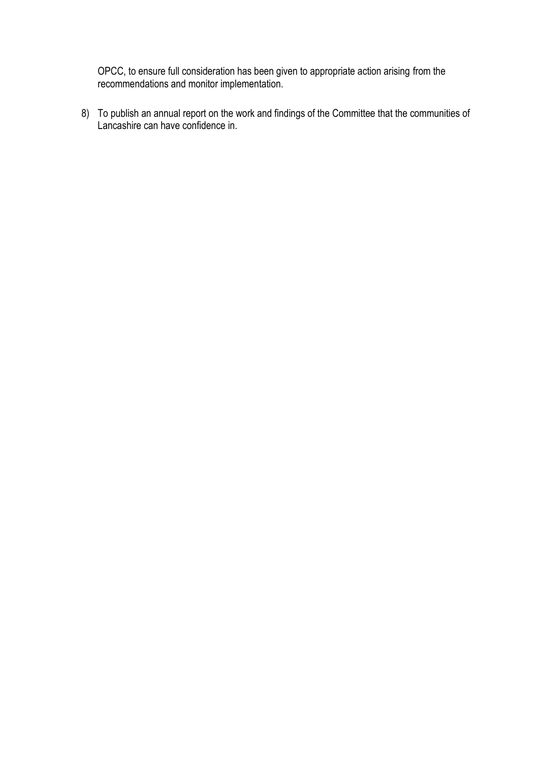OPCC, to ensure full consideration has been given to appropriate action arising from the recommendations and monitor implementation.

8) To publish an annual report on the work and findings of the Committee that the communities of Lancashire can have confidence in.